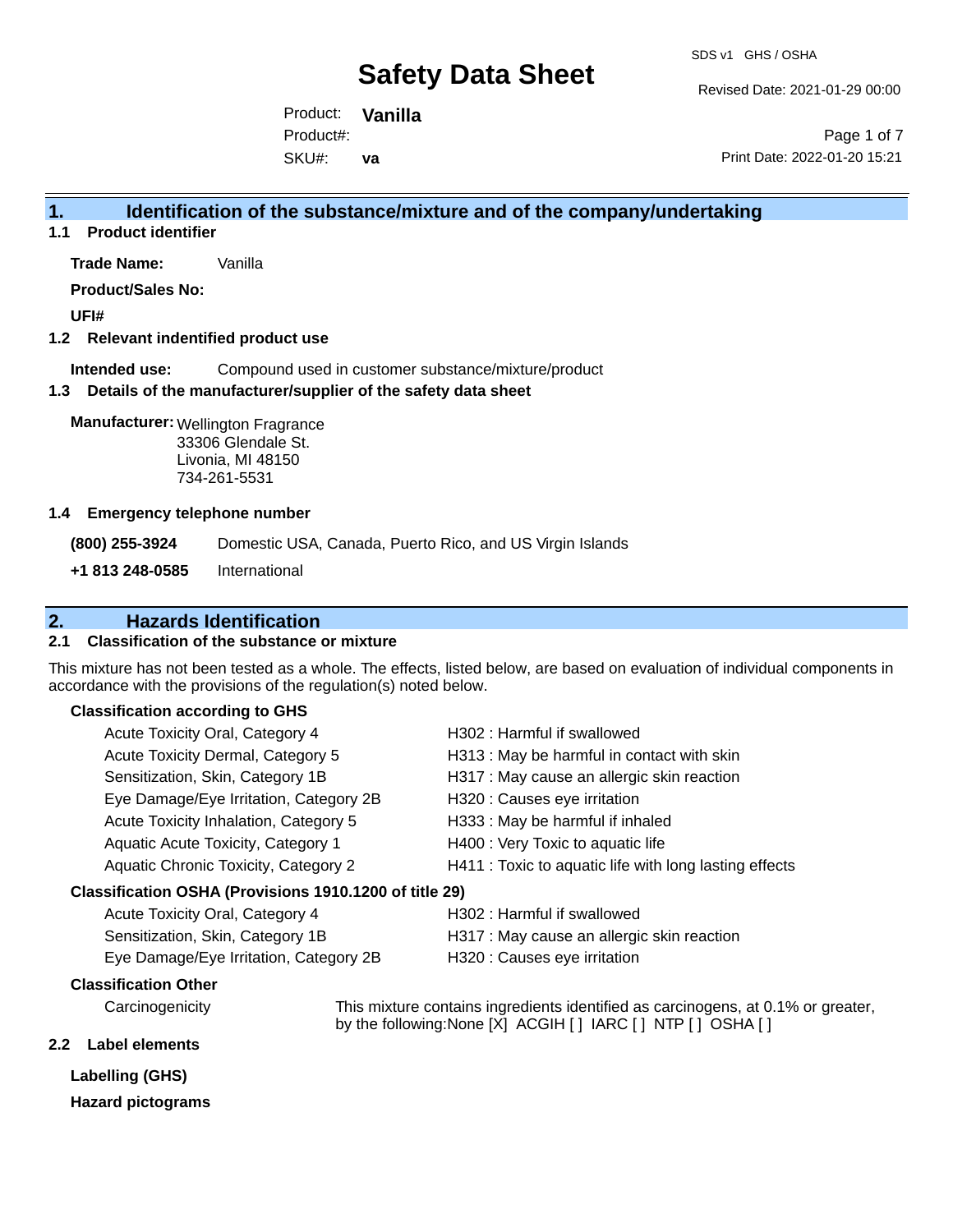# Safety Data Sheet

SDS v1 GHS / OSHA

Revised Date: 2021-01-29 00:00

Product: **Vanilla**

Product#:

SKU#: **va**

Print Date: 2022-01-20 15:21

## 1. Identification of the substance/mixture and of the company/undertaking

### 1.1 Product identifier

**Trade Name:** Vanilla

**Product/Sales No:**

**UFI#**

### 1.2 Relevant indentified product use

**Intended use:** Compound used in customer substance/mixture/product

### 1.3 Details of the manufacturer/supplier of the safety data sheet

**Manufacturer:** Wellington Fragrance
33306 Glendale St.
Livonia, MI 48150
734-261-5531

### 1.4 Emergency telephone number

**(800) 255-3924** Domestic USA, Canada, Puerto Rico, and US Virgin Islands

**+1 813 248-0585** International

## 2. Hazards Identification

### 2.1 Classification of the substance or mixture

This mixture has not been tested as a whole. The effects, listed below, are based on evaluation of individual components in accordance with the provisions of the regulation(s) noted below.

**Classification according to GHS**

| | |
|---|---|
| Acute Toxicity Oral, Category 4 | H302 : Harmful if swallowed |
| Acute Toxicity Dermal, Category 5 | H313 : May be harmful in contact with skin |
| Sensitization, Skin, Category 1B | H317 : May cause an allergic skin reaction |
| Eye Damage/Eye Irritation, Category 2B | H320 : Causes eye irritation |
| Acute Toxicity Inhalation, Category 5 | H333 : May be harmful if inhaled |
| Aquatic Acute Toxicity, Category 1 | H400 : Very Toxic to aquatic life |
| Aquatic Chronic Toxicity, Category 2 | H411 : Toxic to aquatic life with long lasting effects |

**Classification OSHA (Provisions 1910.1200 of title 29)**

| | |
|---|---|
| Acute Toxicity Oral, Category 4 | H302 : Harmful if swallowed |
| Sensitization, Skin, Category 1B | H317 : May cause an allergic skin reaction |
| Eye Damage/Eye Irritation, Category 2B | H320 : Causes eye irritation |

**Classification Other**

Carcinogenicity: This mixture contains ingredients identified as carcinogens, at 0.1% or greater, by the following:None [X] ACGIH [ ] IARC [ ] NTP [ ] OSHA [ ]

### 2.2 Label elements

**Labelling (GHS)**

**Hazard pictograms**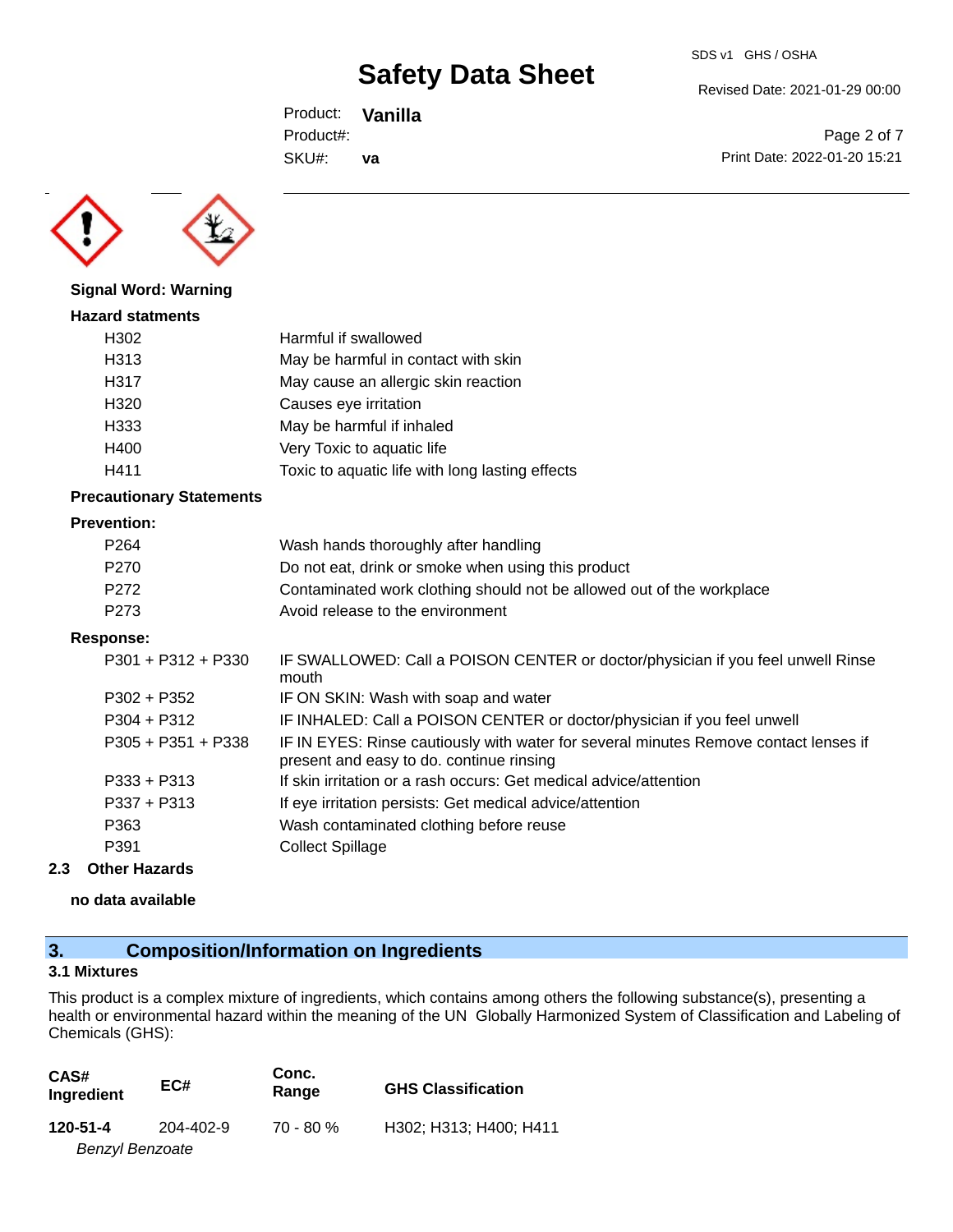**Signal Word: Warning**

**Hazard statments**

| | |
|---|---|
| H302 | Harmful if swallowed |
| H313 | May be harmful in contact with skin |
| H317 | May cause an allergic skin reaction |
| H320 | Causes eye irritation |
| H333 | May be harmful if inhaled |
| H400 | Very Toxic to aquatic life |
| H411 | Toxic to aquatic life with long lasting effects |

**Precautionary Statements**

**Prevention:**

| | |
|---|---|
| P264 | Wash hands thoroughly after handling |
| P270 | Do not eat, drink or smoke when using this product |
| P272 | Contaminated work clothing should not be allowed out of the workplace |
| P273 | Avoid release to the environment |

**Response:**

| | |
|---|---|
| P301 + P312 + P330 | IF SWALLOWED: Call a POISON CENTER or doctor/physician if you feel unwell Rinse mouth |
| P302 + P352 | IF ON SKIN: Wash with soap and water |
| P304 + P312 | IF INHALED: Call a POISON CENTER or doctor/physician if you feel unwell |
| P305 + P351 + P338 | IF IN EYES: Rinse cautiously with water for several minutes Remove contact lenses if present and easy to do. continue rinsing |
| P333 + P313 | If skin irritation or a rash occurs: Get medical advice/attention |
| P337 + P313 | If eye irritation persists: Get medical advice/attention |
| P363 | Wash contaminated clothing before reuse |
| P391 | Collect Spillage |

### 2.3 Other Hazards

**no data available**

## 3. Composition/Information on Ingredients

### 3.1 Mixtures

This product is a complex mixture of ingredients, which contains among others the following substance(s), presenting a health or environmental hazard within the meaning of the UN Globally Harmonized System of Classification and Labeling of Chemicals (GHS):

| CAS# Ingredient | EC# | Conc. Range | GHS Classification |
|---|---|---|---|
| **120-51-4** *Benzyl Benzoate* | 204-402-9 | 70 - 80 % | H302; H313; H400; H411 |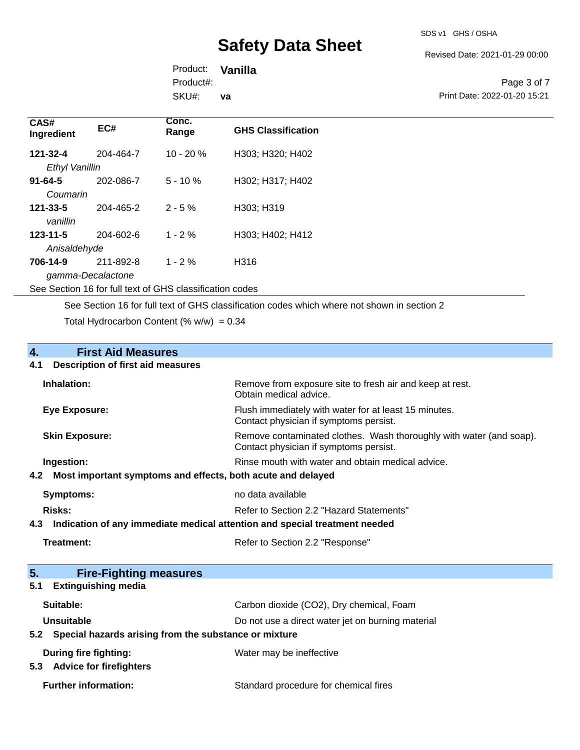| CAS# Ingredient | EC# | Conc. Range | GHS Classification |
|---|---|---|---|
| **121-32-4** *Ethyl Vanillin* | 204-464-7 | 10 - 20 % | H303; H320; H402 |
| **91-64-5** *Coumarin* | 202-086-7 | 5 - 10 % | H302; H317; H402 |
| **121-33-5** *vanillin* | 204-465-2 | 2 - 5 % | H303; H319 |
| **123-11-5** *Anisaldehyde* | 204-602-6 | 1 - 2 % | H303; H402; H412 |
| **706-14-9** *gamma-Decalactone* | 211-892-8 | 1 - 2 % | H316 |

See Section 16 for full text of GHS classification codes

See Section 16 for full text of GHS classification codes which where not shown in section 2

Total Hydrocarbon Content (% w/w) = 0.34

## 4. First Aid Measures

### 4.1 Description of first aid measures

**Inhalation:** Remove from exposure site to fresh air and keep at rest. Obtain medical advice.

**Eye Exposure:** Flush immediately with water for at least 15 minutes. Contact physician if symptoms persist.

**Skin Exposure:** Remove contaminated clothes. Wash thoroughly with water (and soap). Contact physician if symptoms persist.

**Ingestion:** Rinse mouth with water and obtain medical advice.

### 4.2 Most important symptoms and effects, both acute and delayed

**Symptoms:** no data available

**Risks:** Refer to Section 2.2 "Hazard Statements"

### 4.3 Indication of any immediate medical attention and special treatment needed

**Treatment:** Refer to Section 2.2 "Response"

## 5. Fire-Fighting measures

### 5.1 Extinguishing media

**Suitable:** Carbon dioxide ($CO_2$), Dry chemical, Foam

**Unsuitable** Do not use a direct water jet on burning material

### 5.2 Special hazards arising from the substance or mixture

**During fire fighting:** Water may be ineffective

### 5.3 Advice for firefighters

**Further information:** Standard procedure for chemical fires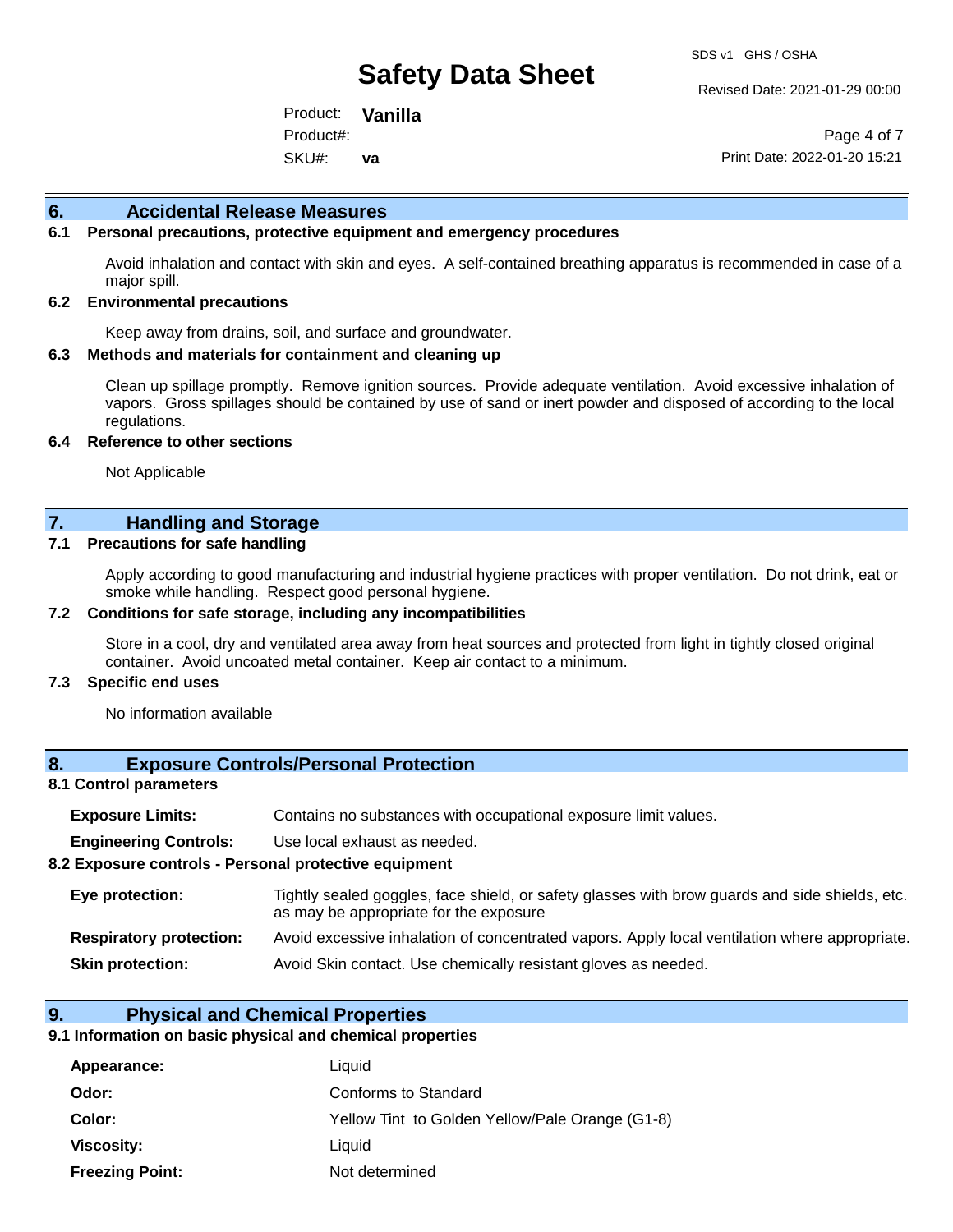## 6. Accidental Release Measures

### 6.1 Personal precautions, protective equipment and emergency procedures

Avoid inhalation and contact with skin and eyes. A self-contained breathing apparatus is recommended in case of a major spill.

### 6.2 Environmental precautions

Keep away from drains, soil, and surface and groundwater.

### 6.3 Methods and materials for containment and cleaning up

Clean up spillage promptly. Remove ignition sources. Provide adequate ventilation. Avoid excessive inhalation of vapors. Gross spillages should be contained by use of sand or inert powder and disposed of according to the local regulations.

### 6.4 Reference to other sections

Not Applicable

## 7. Handling and Storage

### 7.1 Precautions for safe handling

Apply according to good manufacturing and industrial hygiene practices with proper ventilation. Do not drink, eat or smoke while handling. Respect good personal hygiene.

### 7.2 Conditions for safe storage, including any incompatibilities

Store in a cool, dry and ventilated area away from heat sources and protected from light in tightly closed original container. Avoid uncoated metal container. Keep air contact to a minimum.

### 7.3 Specific end uses

No information available

## 8. Exposure Controls/Personal Protection

### 8.1 Control parameters

**Exposure Limits:** Contains no substances with occupational exposure limit values.

**Engineering Controls:** Use local exhaust as needed.

### 8.2 Exposure controls - Personal protective equipment

**Eye protection:** Tightly sealed goggles, face shield, or safety glasses with brow guards and side shields, etc. as may be appropriate for the exposure

**Respiratory protection:** Avoid excessive inhalation of concentrated vapors. Apply local ventilation where appropriate.

**Skin protection:** Avoid Skin contact. Use chemically resistant gloves as needed.

## 9. Physical and Chemical Properties

### 9.1 Information on basic physical and chemical properties

**Appearance:** Liquid

**Odor:** Conforms to Standard

**Color:** Yellow Tint to Golden Yellow/Pale Orange (G1-8)

**Viscosity:** Liquid

**Freezing Point:** Not determined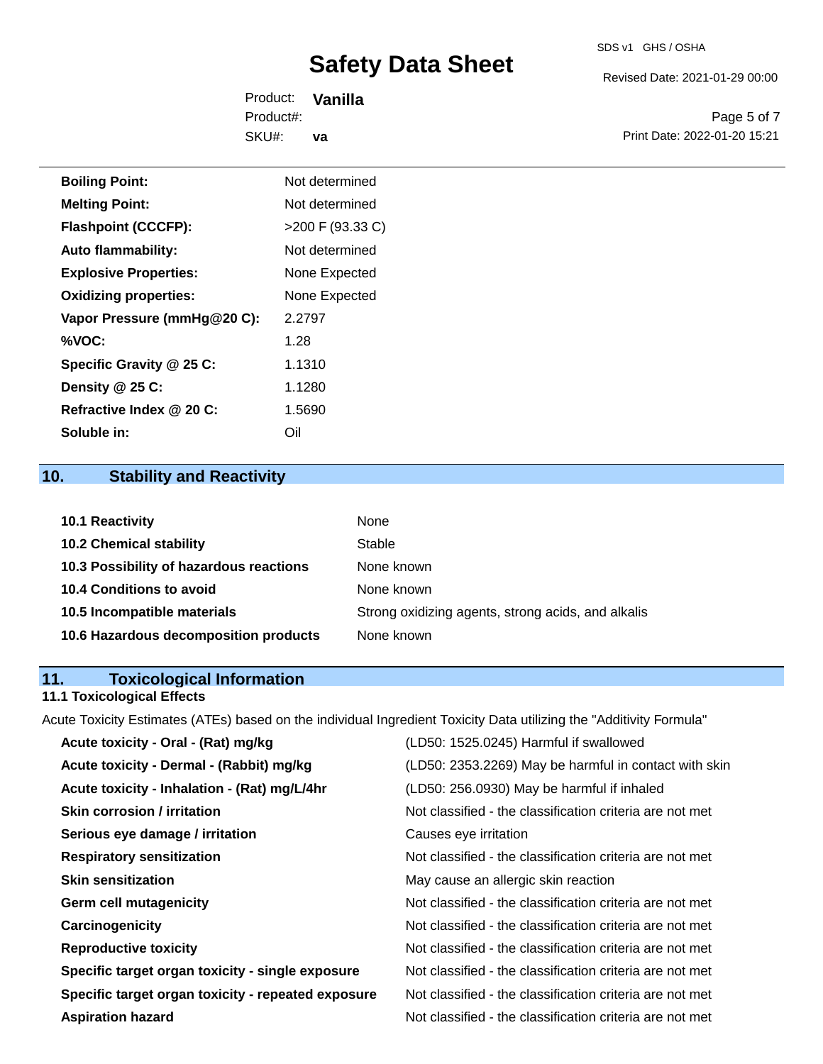| | |
|---|---|
| **Boiling Point:** | Not determined |
| **Melting Point:** | Not determined |
| **Flashpoint (CCCFP):** | >200 F (93.33 C) |
| **Auto flammability:** | Not determined |
| **Explosive Properties:** | None Expected |
| **Oxidizing properties:** | None Expected |
| **Vapor Pressure (mmHg@20 C):** | 2.2797 |
| **%VOC:** | 1.28 |
| **Specific Gravity @ 25 C:** | 1.1310 |
| **Density @ 25 C:** | 1.1280 |
| **Refractive Index @ 20 C:** | 1.5690 |
| **Soluble in:** | Oil |

## 10. Stability and Reactivity

| | |
|---|---|
| **10.1 Reactivity** | None |
| **10.2 Chemical stability** | Stable |
| **10.3 Possibility of hazardous reactions** | None known |
| **10.4 Conditions to avoid** | None known |
| **10.5 Incompatible materials** | Strong oxidizing agents, strong acids, and alkalis |
| **10.6 Hazardous decomposition products** | None known |

## 11. Toxicological Information

### 11.1 Toxicological Effects

Acute Toxicity Estimates (ATEs) based on the individual Ingredient Toxicity Data utilizing the "Additivity Formula"

| | |
|---|---|
| **Acute toxicity - Oral - (Rat) mg/kg** | (LD50: 1525.0245) Harmful if swallowed |
| **Acute toxicity - Dermal - (Rabbit) mg/kg** | (LD50: 2353.2269) May be harmful in contact with skin |
| **Acute toxicity - Inhalation - (Rat) mg/L/4hr** | (LD50: 256.0930) May be harmful if inhaled |
| **Skin corrosion / irritation** | Not classified - the classification criteria are not met |
| **Serious eye damage / irritation** | Causes eye irritation |
| **Respiratory sensitization** | Not classified - the classification criteria are not met |
| **Skin sensitization** | May cause an allergic skin reaction |
| **Germ cell mutagenicity** | Not classified - the classification criteria are not met |
| **Carcinogenicity** | Not classified - the classification criteria are not met |
| **Reproductive toxicity** | Not classified - the classification criteria are not met |
| **Specific target organ toxicity - single exposure** | Not classified - the classification criteria are not met |
| **Specific target organ toxicity - repeated exposure** | Not classified - the classification criteria are not met |
| **Aspiration hazard** | Not classified - the classification criteria are not met |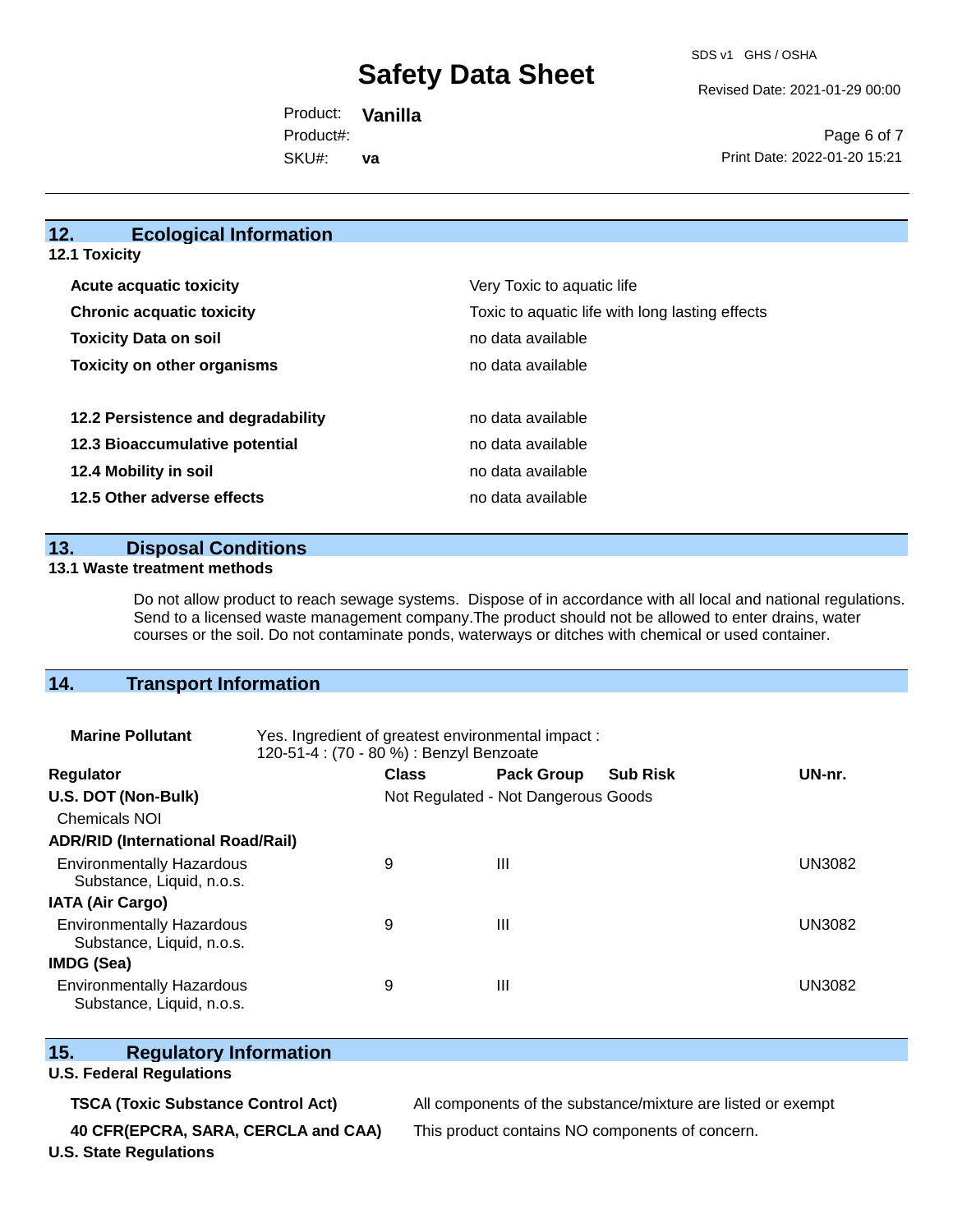## 12. Ecological Information

### 12.1 Toxicity

| | |
|---|---|
| **Acute acquatic toxicity** | Very Toxic to aquatic life |
| **Chronic acquatic toxicity** | Toxic to aquatic life with long lasting effects |
| **Toxicity Data on soil** | no data available |
| **Toxicity on other organisms** | no data available |

| | |
|---|---|
| **12.2 Persistence and degradability** | no data available |
| **12.3 Bioaccumulative potential** | no data available |
| **12.4 Mobility in soil** | no data available |
| **12.5 Other adverse effects** | no data available |

## 13. Disposal Conditions

### 13.1 Waste treatment methods

Do not allow product to reach sewage systems. Dispose of in accordance with all local and national regulations. Send to a licensed waste management company.The product should not be allowed to enter drains, water courses or the soil. Do not contaminate ponds, waterways or ditches with chemical or used container.

## 14. Transport Information

**Marine Pollutant** Yes. Ingredient of greatest environmental impact : 120-51-4 : (70 - 80 %) : Benzyl Benzoate

| Regulator | Class | Pack Group | Sub Risk | UN-nr. |
|---|---|---|---|---|
| **U.S. DOT (Non-Bulk)** | Not Regulated - Not Dangerous Goods | | | |
| Chemicals NOI | | | | |
| **ADR/RID (International Road/Rail)** | | | | |
| Environmentally Hazardous Substance, Liquid, n.o.s. | 9 | III | | UN3082 |
| **IATA (Air Cargo)** | | | | |
| Environmentally Hazardous Substance, Liquid, n.o.s. | 9 | III | | UN3082 |
| **IMDG (Sea)** | | | | |
| Environmentally Hazardous Substance, Liquid, n.o.s. | 9 | III | | UN3082 |

## 15. Regulatory Information

### U.S. Federal Regulations

| | |
|---|---|
| **TSCA (Toxic Substance Control Act)** | All components of the substance/mixture are listed or exempt |
| **40 CFR(EPCRA, SARA, CERCLA and CAA)** | This product contains NO components of concern. |

### U.S. State Regulations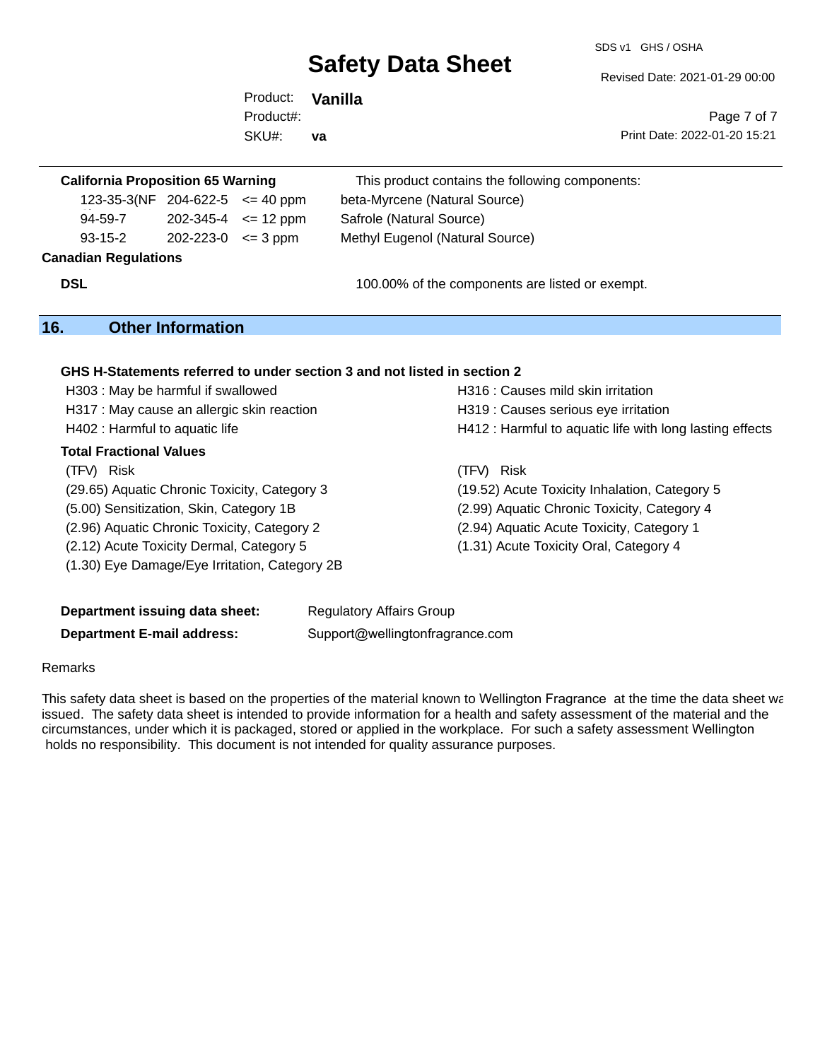**California Proposition 65 Warning** This product contains the following components:

| | | | |
|---|---|---|---|
| 123-35-3(NF | 204-622-5 | <= 40 ppm | beta-Myrcene (Natural Source) |
| 94-59-7 | 202-345-4 | <= 12 ppm | Safrole (Natural Source) |
| 93-15-2 | 202-223-0 | <= 3 ppm | Methyl Eugenol (Natural Source) |

**Canadian Regulations**

**DSL** 100.00% of the components are listed or exempt.

## 16. Other Information

**GHS H-Statements referred to under section 3 and not listed in section 2**

H303 : May be harmful if swallowed
H316 : Causes mild skin irritation
H317 : May cause an allergic skin reaction
H319 : Causes serious eye irritation
H402 : Harmful to aquatic life
H412 : Harmful to aquatic life with long lasting effects

**Total Fractional Values**

| (TFV) Risk | (TFV) Risk |
|---|---|
| (29.65) Aquatic Chronic Toxicity, Category 3 | (19.52) Acute Toxicity Inhalation, Category 5 |
| (5.00) Sensitization, Skin, Category 1B | (2.99) Aquatic Chronic Toxicity, Category 4 |
| (2.96) Aquatic Chronic Toxicity, Category 2 | (2.94) Aquatic Acute Toxicity, Category 1 |
| (2.12) Acute Toxicity Dermal, Category 5 | (1.31) Acute Toxicity Oral, Category 4 |
| (1.30) Eye Damage/Eye Irritation, Category 2B | |

**Department issuing data sheet:** Regulatory Affairs Group

**Department E-mail address:** Support@wellingtonfragrance.com

Remarks

This safety data sheet is based on the properties of the material known to Wellington Fragrance at the time the data sheet was issued. The safety data sheet is intended to provide information for a health and safety assessment of the material and the circumstances, under which it is packaged, stored or applied in the workplace. For such a safety assessment Wellington holds no responsibility. This document is not intended for quality assurance purposes.